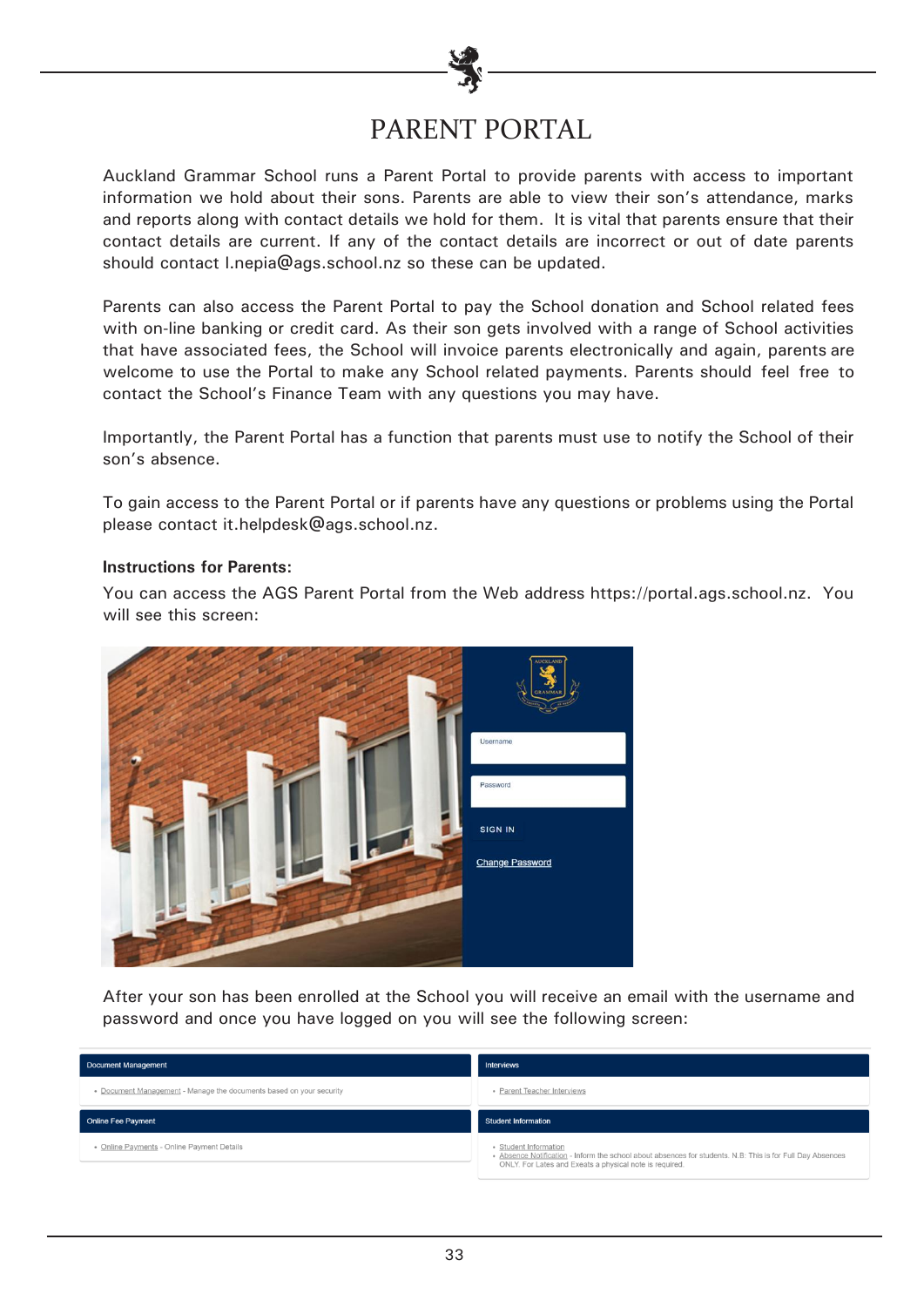# PARENT PORTAL

Auckland Grammar School runs a Parent Portal to provide parents with access to important information we hold about their sons. Parents are able to view their son's attendance, marks and reports along with contact details we hold for them. It is vital that parents ensure that their contact details are current. If any of the contact details are incorrect or out of date parents should contact l.nepia@ags.school.nz so these can be updated.

Parents can also access the Parent Portal to pay the School donation and School related fees with on-line banking or credit card. As their son gets involved with a range of School activities that have associated fees, the School will invoice parents electronically and again, parents are welcome to use the Portal to make any School related payments. Parents should feel free to contact the School's Finance Team with any questions you may have.

Importantly, the Parent Portal has a function that parents must use to notify the School of their son's absence.

To gain access to the Parent Portal or if parents have any questions or problems using the Portal please contact it.helpdesk@ags.school.nz.

**Instructions for Parents:**

You can access the AGS Parent Portal from the Web address https://portal.ags.school.nz. You will see this screen:

After your son has been enrolled at the School you will receive an email with the username and password and once you have logged on you will see the following screen: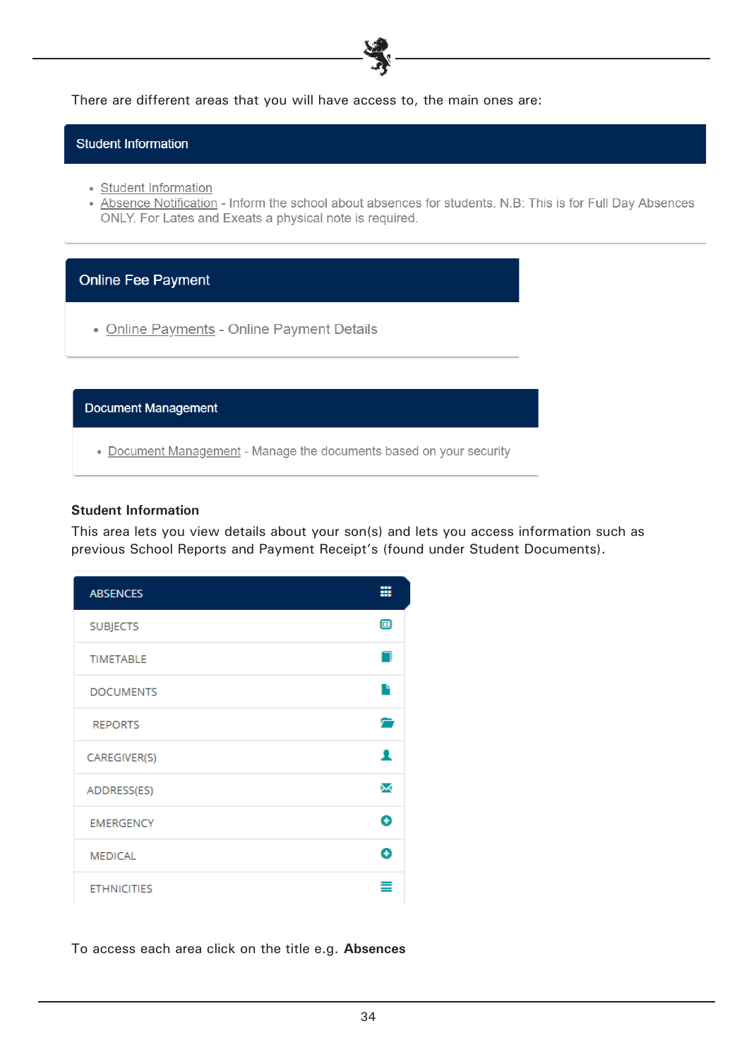There are different areas that you will have access to, the main ones are:

**Student Information**

- Student Information
- Absence Notification - Inform the school about absences for students. N.B: This is for Full Day Absences ONLY. For Lates and Exeats a physical note is required.

**Online Fee Payment**

- Online Payments - Online Payment Details

**Document Management**

- Document Management - Manage the documents based on your security

**Student Information**

This area lets you view details about your son(s) and lets you access information such as previous School Reports and Payment Receipt's (found under Student Documents).

- ABSENCES
- SUBJECTS
- TIMETABLE
- DOCUMENTS
- REPORTS
- CAREGIVER(S)
- ADDRESS(ES)
- EMERGENCY
- MEDICAL
- ETHNICITIES

To access each area click on the title e.g. **Absences**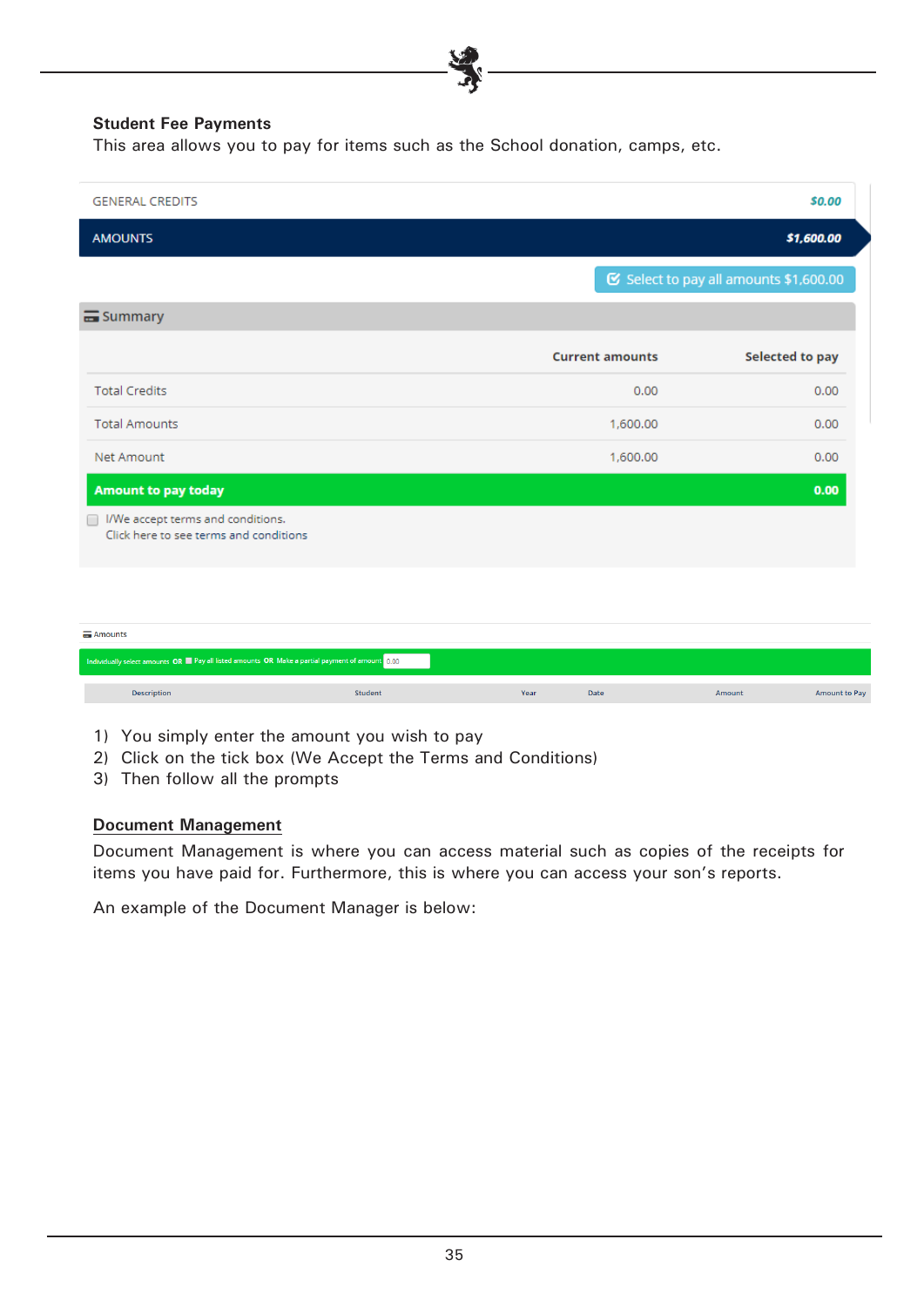**Student Fee Payments**

This area allows you to pay for items such as the School donation, camps, etc.

| GENERAL CREDITS | $0.00 |
|---|---|
| AMOUNTS | $1,600.00 |

Select to pay all amounts $1,600.00

**Summary**

| | Current amounts | Selected to pay |
|---|---|---|
| Total Credits | 0.00 | 0.00 |
| Total Amounts | 1,600.00 | 0.00 |
| Net Amount | 1,600.00 | 0.00 |
| **Amount to pay today** | | **0.00** |

I/We accept terms and conditions.
Click here to see terms and conditions

Amounts

Individually select amounts OR Pay all listed amounts OR Make a partial payment of amount 0.00

| Description | Student | Year | Date | Amount | Amount to Pay |
|---|---|---|---|---|---|

1) You simply enter the amount you wish to pay
2) Click on the tick box (We Accept the Terms and Conditions)
3) Then follow all the prompts

## Document Management

Document Management is where you can access material such as copies of the receipts for items you have paid for. Furthermore, this is where you can access your son's reports.

An example of the Document Manager is below: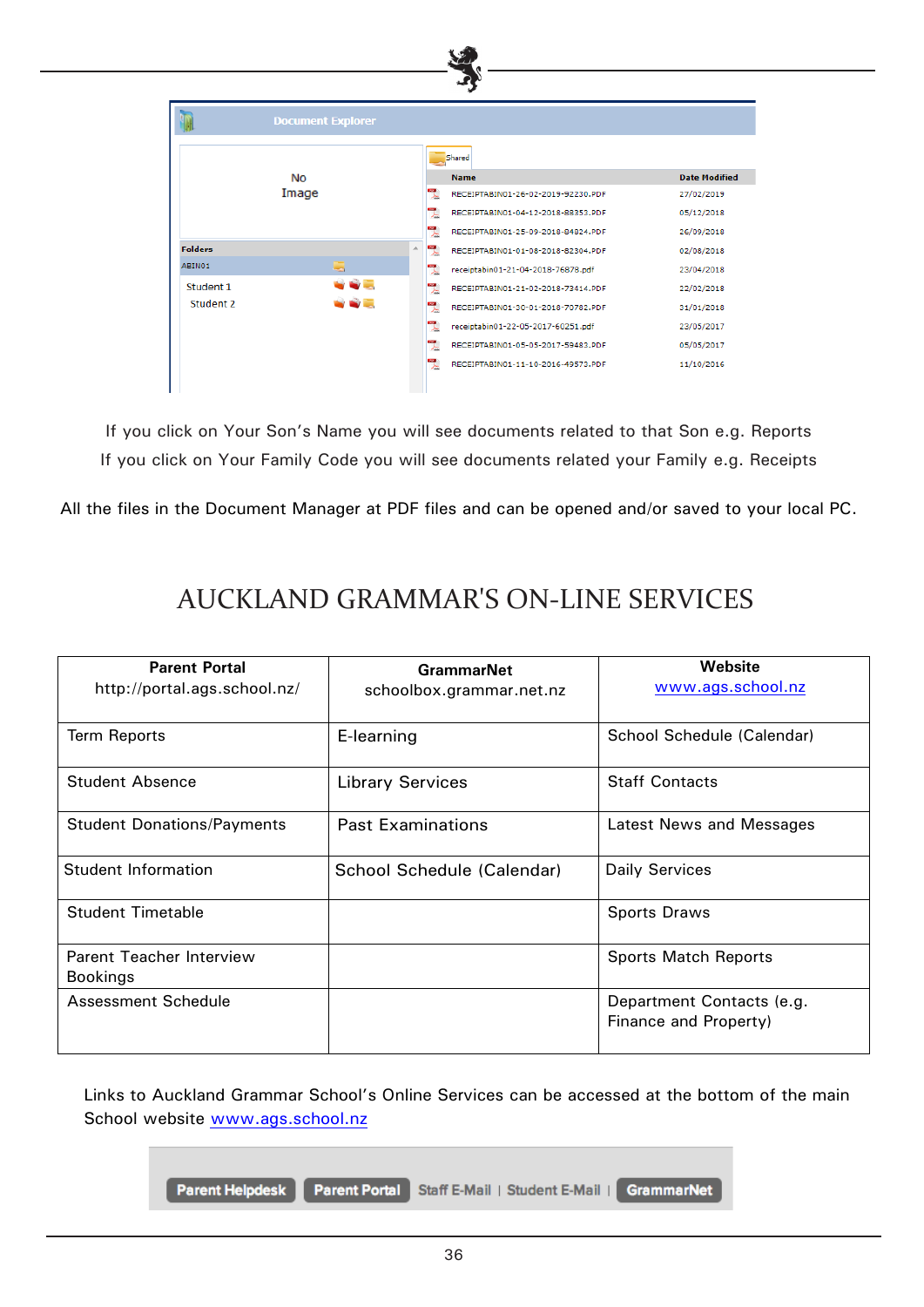If you click on Your Son's Name you will see documents related to that Son e.g. Reports

If you click on Your Family Code you will see documents related your Family e.g. Receipts

All the files in the Document Manager at PDF files and can be opened and/or saved to your local PC.

# AUCKLAND GRAMMAR'S ON-LINE SERVICES

| **Parent Portal** http://portal.ags.school.nz/ | **GrammarNet** schoolbox.grammar.net.nz | **Website** www.ags.school.nz |
|---|---|---|
| Term Reports | E-learning | School Schedule (Calendar) |
| Student Absence | Library Services | Staff Contacts |
| Student Donations/Payments | Past Examinations | Latest News and Messages |
| Student Information | School Schedule (Calendar) | Daily Services |
| Student Timetable | | Sports Draws |
| Parent Teacher Interview Bookings | | Sports Match Reports |
| Assessment Schedule | | Department Contacts (e.g. Finance and Property) |

Links to Auckland Grammar School's Online Services can be accessed at the bottom of the main School website www.ags.school.nz